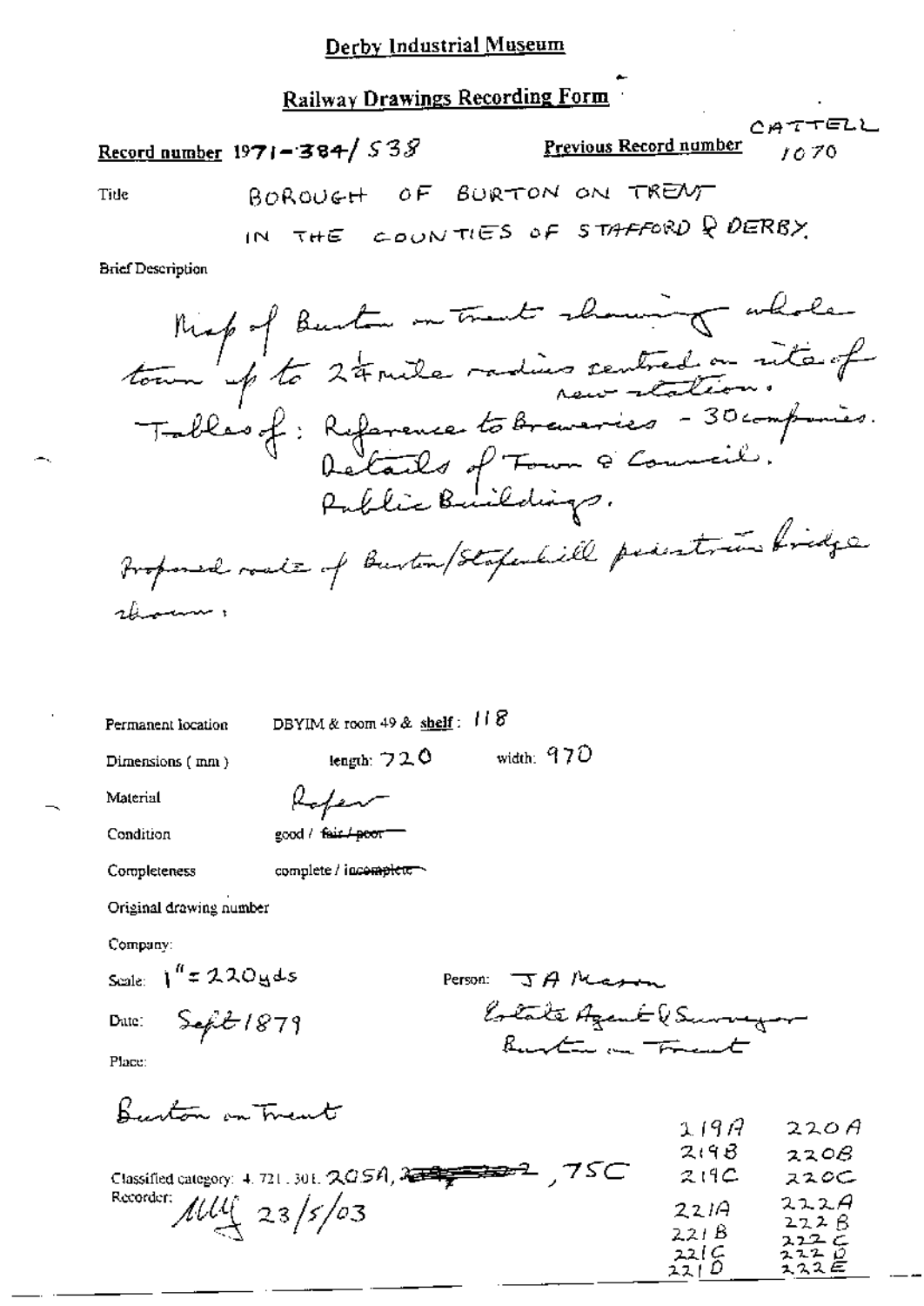## Derby Industrial Museum

## Railway Drawings Recording Form

**Record number** 1971-384/538 **Previous Record number** CATTELL 1070

Title BOROUGH OF BURTON ON TRENT IN THE COUNTIES OF STAFFORD & DERBY.

Brief Description

Map of Burton on Trent showing whole town up to 2¼ mile radius centred on site of new station.
Tables of: Reference to Breweries - 30 companies.
Details of Town & Council.
Public Buildings.

Proposed route of Burton/Stapenhill pedestrian bridge shown.

Permanent location DBYIM & room 49 & **shelf**: 118

Dimensions (mm) length: 720 width: 970

Material Paper

Condition good / ~~fair / poor~~

Completeness complete / ~~incomplete~~

Original drawing number

Company:

Scale: 1" = 220yds

Person: J A Mason Estate Agent & Surveyor Burton on Trent

Date: Sept 1879

Place:

Burton on Trent

Classified category: 4.721.301. 205A, ~~...~~, 75C

| | |
|---|---|
| 219A | 220A |
| 219B | 220B |
| 219C | 220C |
| 221A | 222A |
| 221B | 222B |
| 221C | 222C |
| 221D | 222D |
| | 222E |

Recorder: MM 23/5/03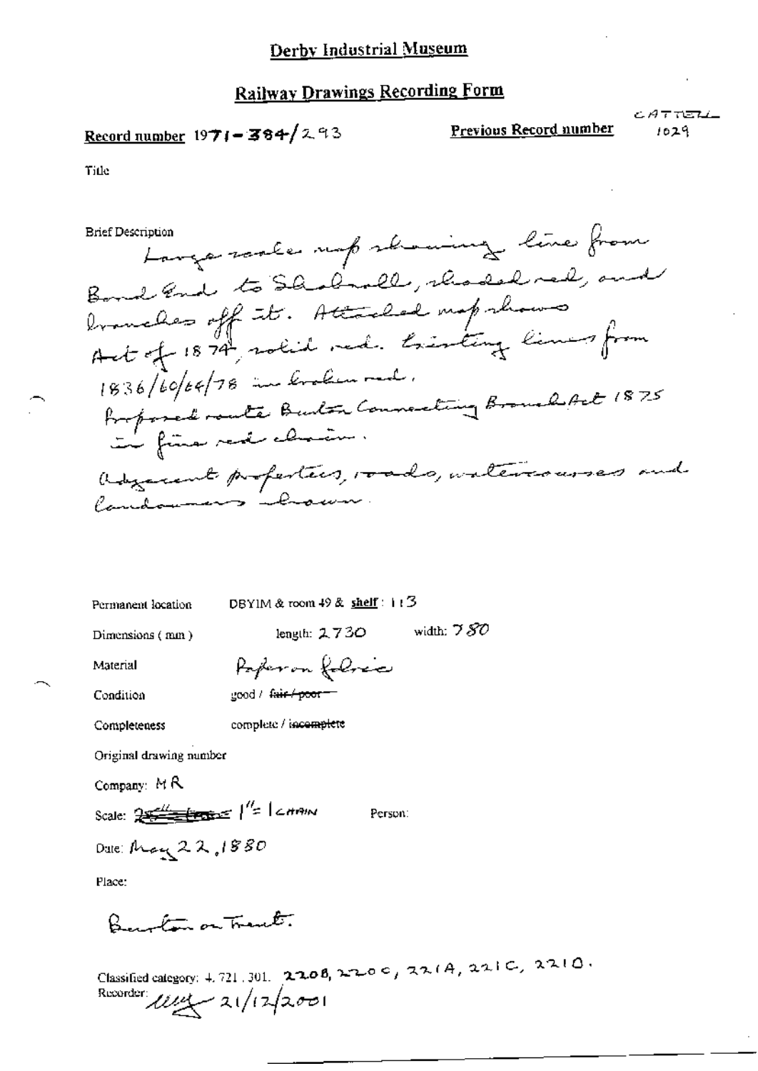# Derby Industrial Museum

## Railway Drawings Recording Form

**Record number** 1971-384/293

**Previous Record number** CATTELL 1029

Title

Brief Description

Large scale map showing line from Bond End to Shobnall, shaded red, and branches off it. Attached map shows Act of 1874, solid red. Existing lines from 1836/60/64/78 in broken red. Proposed route Burton Connecting Branch Act 1875 in fine red chain. Adjacent properties, roads, watercourses and landowners shown.

Permanent location: DBYIM & room 49 & **shelf**: 113

Dimensions (mm): length: 2730 width: 780

Material: Paper on fabric

Condition: good / ~~fair / poor~~

Completeness: complete / ~~incomplete~~

Original drawing number

Company: MR

Scale: ~~2 chains to 1 inch~~ 1" = 1 chain

Person:

Date: May 22, 1880

Place:

Burton on Trent.

Classified category: 4.721.301. 2208, 220C, 221A, 221C, 221D.

Recorder: [signature] 21/12/2001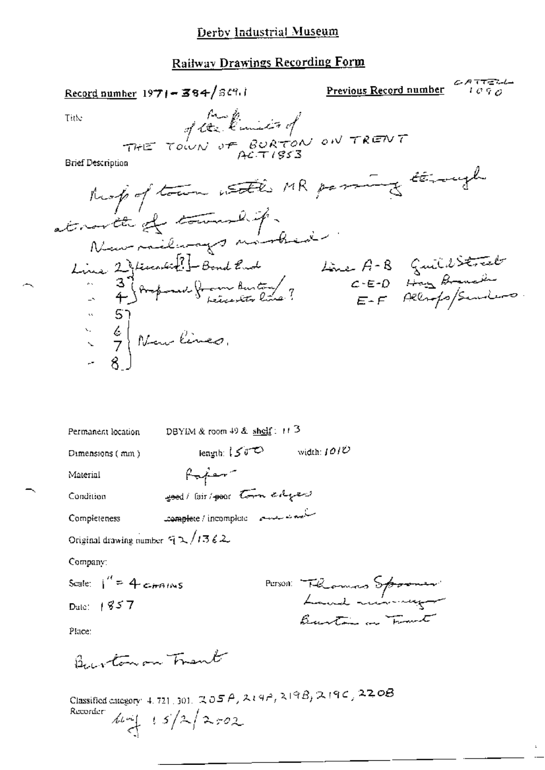Derby Industrial Museum

## Railway Drawings Recording Form

**Record number** 1971-384/369.1 **Previous Record number** CATTELL 1090

Title: Map of the limits of THE TOWN OF BURTON ON TRENT ACT 1853

Brief Description

Map of town with MR passing through north of township.
New railways marked.

Line 2 } Leicester[?] - Bond End
" 3 } Proposed from Burton / Leicester line ?
" 4 }
" 5 }
" 6 } New lines.
" 7 }
" 8 }

Line A-B Guild Street
C-E-D Hay Branch
E-F Allsopp/Sanders

Permanent location DBYIM & room 49 & shelf: 113

Dimensions (mm) length: 1500 width: 1010

Material Paper

Condition ~~good~~ / fair / ~~poor~~ Torn edges

Completeness ~~complete~~ / incomplete one end

Original drawing number 92/1362

Company:

Scale: 1" = 4 chains

Date: 1857

Person: Thomas Spooner Land surveyor Burton on Trent

Place:

Burton on Trent

Classified category: 4.721.301. 205A, 219A, 219B, 219C, 220B

Recorder: 15/2/2002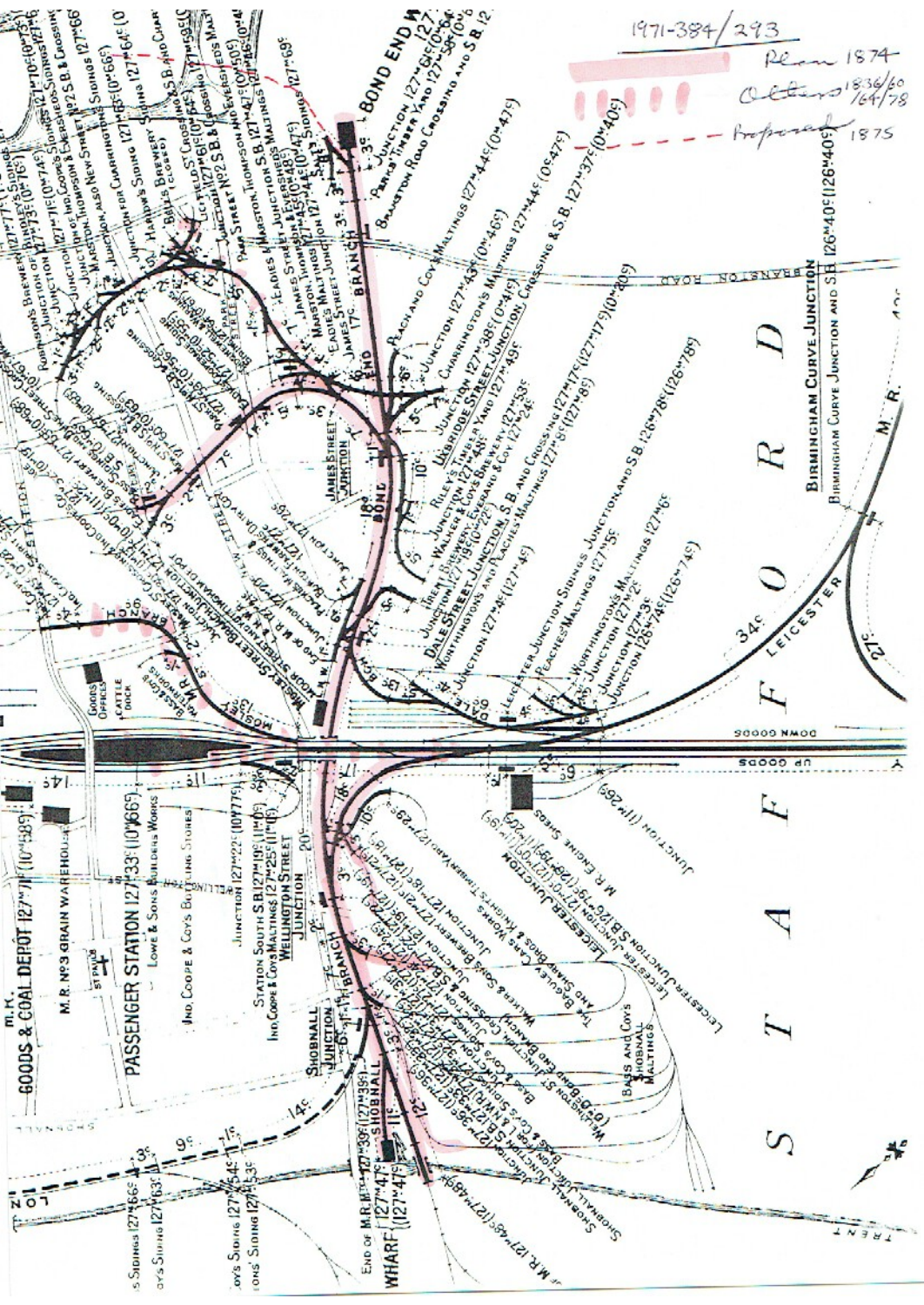1971-384/293

Plan 1874

Alters 1836/60/64/78

Proposed 1875

STAFFORD

BOND END

BOND END BRANCH

JAMES STREET JUNCTION

UXBRIDGE STREET JUNCTION

DALE STREET JUNCTION

LEICESTER JUNCTION

BIRMINGHAM CURVE JUNCTION

Birmingham Curve Junction and S.B. 126m 40c (126m 40c)

WELLINGTON STREET JUNCTION

SHOBNALL JUNCTION

SHOBNALL WHARF

PASSENGER STATION 127m 33c (10m 66c)

M.R. GOODS & COAL DEPOT 127m 71c (10m 58c)

M.R. No 3 GRAIN WAREHOUSE

GOODS OFFICES

CATTLE DOCK

ST PAULS

Lowe & Sons Builders Works

Ind, Coope & Co's Bottling Stores

Station South S.B. 127m 19c (11m 0c)

Ind, Coope & Co's Maltings 127m 25c (11m 5c)

Junction 127m 22c (10m 77c)

MOSLEY STREET BRANCH

Mosley Street Branch Junction

Moor Street

L.&N.W.

M.R. Engine Sheds

Junction (11m 26c)

Leicester Junction S.B. 126m 79c (126m 79c)

Leicester Junction Sidings Junction and S.B. 127m 6c

Peaches Maltings 127m 5c

Worthingtons Maltings

Junction 127m 3c

Junction 126m 74c (126m 74c)

Worthingtons and Peaches Maltings 127m 4c (127m 4c)

Dale Street Junction S.B. and Crossing 127m 8c (127m 8c)

Trent Brewery Junction 127m 19c (0m 22c)

Walker, Everard & Co's Brewery 127m 24c

Riley's Timber Yard 127m 35c

Junction 127m 48c

Uxbridge Street Junction Crossing & S.B. 127m 49c

Junction 127m 17c (127m 17c) (0m 20c)

Carringtons Maltings 127m 38c (0m 41c)

Junction 127m 43c (0m 46c)

Peach and Co's Maltings 127m 44c (0m 47c)

Carrington's Maltings 127m 44c (0m 47c)

Crossing & S.B. 127m 37c (0m 40c)

Branston Road

Branston Road Crossing and S.B. 127m 58c (0m 61c)

Junction 127m 61c (0m 64c)

Perks' Timber Yard 127m 58c (0m 61c)

Eadies Maltings

James Street

Eadies Street

Marston, Thompson and Evershed's Maltings

Bell's Sidings

Park Street

Park Street Thompson and Evershed's S.B. 127m 47c (0m 50c)

Lichfield St Crossing 127m 61c (0m 64c)

Hardings Brewery (Closed)

Junction for Charrington's Sidings

Marston, also New Street Sidings

Junction for Ind. Coope's Sidings, Evershed's S.B. & Crossing

Robinsons Brewery

Leicester

M.R.

Down Goods

Up Goods

The Burton Brewery Co's Works

Walker & Sons Brewery

Bass & Co's Shobnall Maltings

Bass & Co's Sidings

Bass and Co's Shobnall Maltings

Shobnall Junction S.B.

Wellington St. Junction S.B.

Leicester Junction S.B. 126m 79c

Shobnall

End of M.R. 127m 36c (127m 36c)

WHARF 127m 47c (127m 47c)

M.R. 127m 48c (127m 48c)

Trent

34c

27c

14c

11c

17c

18c

20c

9c

7c

3c